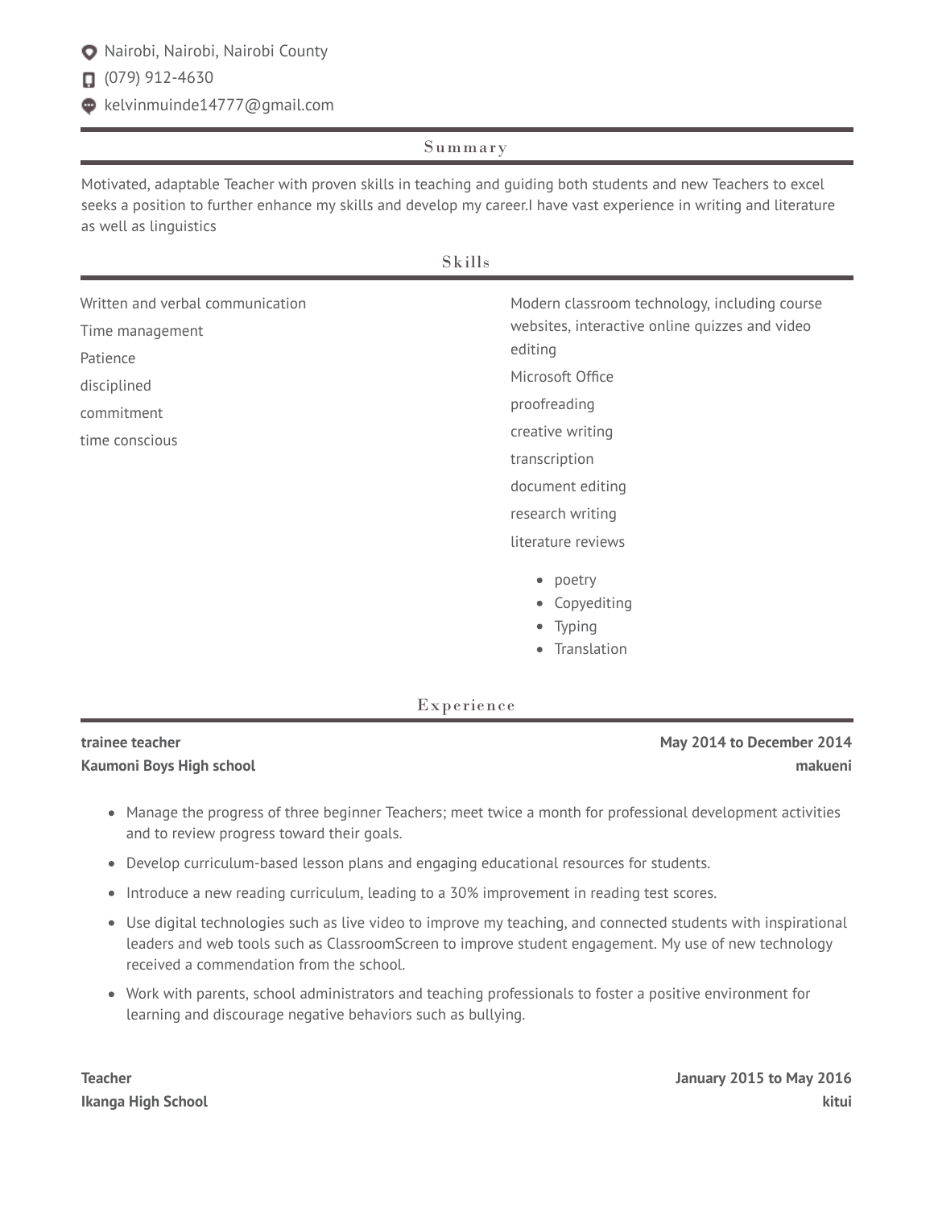Nairobi, Nairobi, Nairobi County

(079) 912-4630

kelvinmuinde14777@gmail.com

## Summary

Motivated, adaptable Teacher with proven skills in teaching and guiding both students and new Teachers to excel seeks a position to further enhance my skills and develop my career.I have vast experience in writing and literature as well as linguistics

## Skills

Written and verbal communication

Time management

Patience

disciplined

commitment

time conscious

Modern classroom technology, including course websites, interactive online quizzes and video editing

Microsoft Office

proofreading

creative writing

transcription

document editing

research writing

literature reviews

- poetry
- Copyediting
- Typing
- Translation

## Experience

**trainee teacher** — **May 2014 to December 2014**
**Kaumoni Boys High school** — **makueni**

- Manage the progress of three beginner Teachers; meet twice a month for professional development activities and to review progress toward their goals.
- Develop curriculum-based lesson plans and engaging educational resources for students.
- Introduce a new reading curriculum, leading to a 30% improvement in reading test scores.
- Use digital technologies such as live video to improve my teaching, and connected students with inspirational leaders and web tools such as ClassroomScreen to improve student engagement. My use of new technology received a commendation from the school.
- Work with parents, school administrators and teaching professionals to foster a positive environment for learning and discourage negative behaviors such as bullying.

**Teacher** — **January 2015 to May 2016**
**Ikanga High School** — **kitui**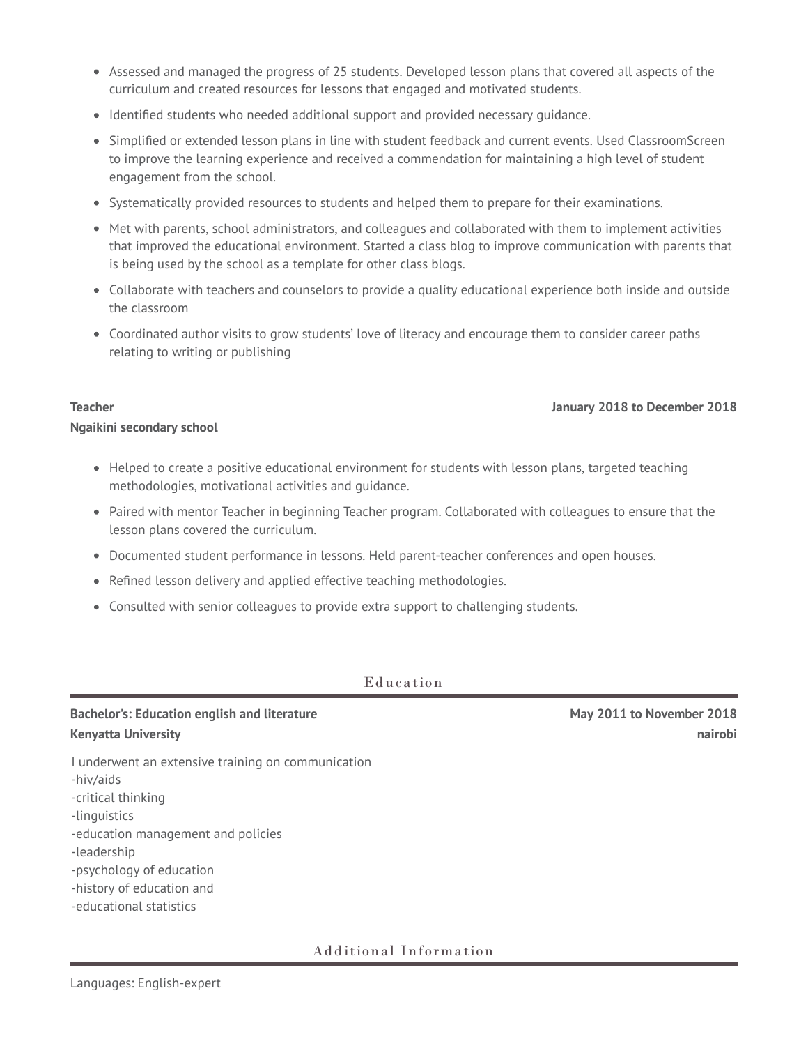- Assessed and managed the progress of 25 students. Developed lesson plans that covered all aspects of the curriculum and created resources for lessons that engaged and motivated students.
- Identified students who needed additional support and provided necessary guidance.
- Simplified or extended lesson plans in line with student feedback and current events. Used ClassroomScreen to improve the learning experience and received a commendation for maintaining a high level of student engagement from the school.
- Systematically provided resources to students and helped them to prepare for their examinations.
- Met with parents, school administrators, and colleagues and collaborated with them to implement activities that improved the educational environment. Started a class blog to improve communication with parents that is being used by the school as a template for other class blogs.
- Collaborate with teachers and counselors to provide a quality educational experience both inside and outside the classroom
- Coordinated author visits to grow students' love of literacy and encourage them to consider career paths relating to writing or publishing

**Teacher** — **January 2018 to December 2018**
**Ngaikini secondary school**

- Helped to create a positive educational environment for students with lesson plans, targeted teaching methodologies, motivational activities and guidance.
- Paired with mentor Teacher in beginning Teacher program. Collaborated with colleagues to ensure that the lesson plans covered the curriculum.
- Documented student performance in lessons. Held parent-teacher conferences and open houses.
- Refined lesson delivery and applied effective teaching methodologies.
- Consulted with senior colleagues to provide extra support to challenging students.

## Education

**Bachelor's: Education english and literature** — **May 2011 to November 2018**
**Kenyatta University** — **nairobi**

I underwent an extensive training on communication
-hiv/aids
-critical thinking
-linguistics
-education management and policies
-leadership
-psychology of education
-history of education and
-educational statistics

## Additional Information

Languages: English-expert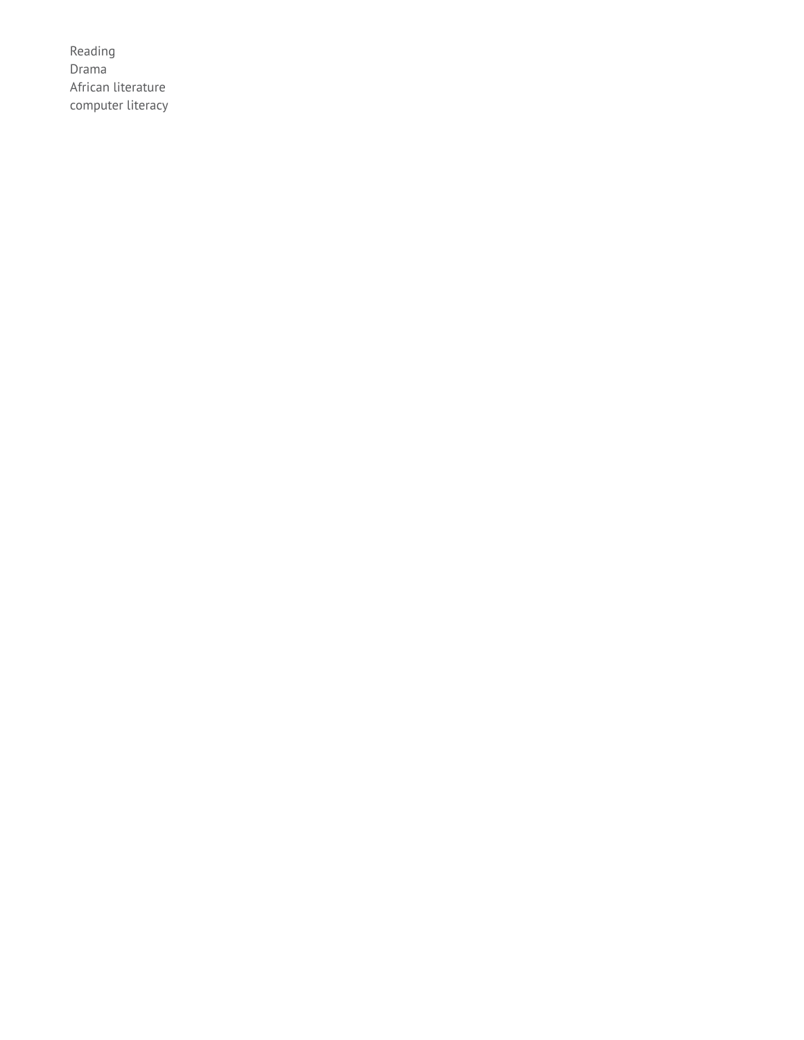Reading
Drama
African literature
computer literacy